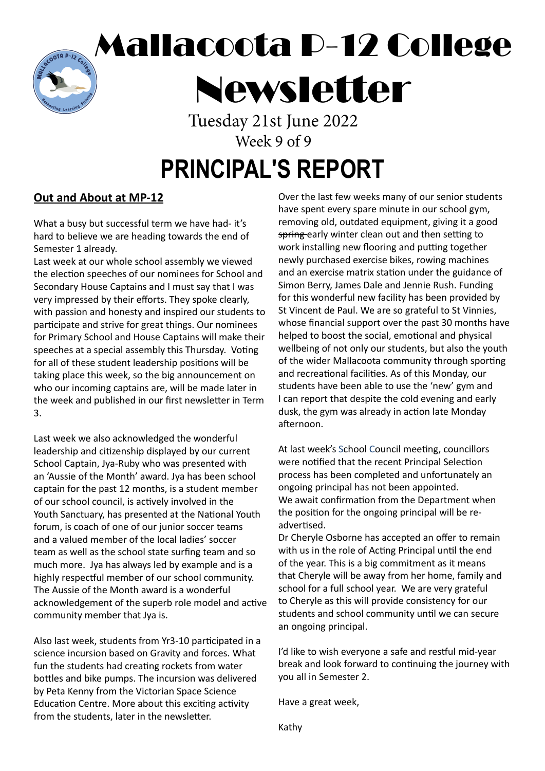# Mallacoota P-12 College Newsletter

Tuesday 21st June 2022

Week 9 of 9

# PRINCIPAL'S REPORT

## Out and About at MP-12

What a busy but successful term we have had- it's hard to believe we are heading towards the end of Semester 1 already.

Last week at our whole school assembly we viewed the election speeches of our nominees for School and Secondary House Captains and I must say that I was very impressed by their efforts. They spoke clearly, with passion and honesty and inspired our students to participate and strive for great things. Our nominees for Primary School and House Captains will make their speeches at a special assembly this Thursday. Voting for all of these student leadership positions will be taking place this week, so the big announcement on who our incoming captains are, will be made later in the week and published in our first newsletter in Term 3.

Last week we also acknowledged the wonderful leadership and citizenship displayed by our current School Captain, Jya-Ruby who was presented with an 'Aussie of the Month' award. Jya has been school captain for the past 12 months, is a student member of our school council, is actively involved in the Youth Sanctuary, has presented at the National Youth forum, is coach of one of our junior soccer teams and a valued member of the local ladies' soccer team as well as the school state surfing team and so much more. Jya has always led by example and is a highly respectful member of our school community. The Aussie of the Month award is a wonderful acknowledgement of the superb role model and active community member that Jya is.

Also last week, students from Yr3-10 participated in a science incursion based on Gravity and forces. What fun the students had creating rockets from water bottles and bike pumps. The incursion was delivered by Peta Kenny from the Victorian Space Science Education Centre. More about this exciting activity from the students, later in the newsletter.

Over the last few weeks many of our senior students have spent every spare minute in our school gym, removing old, outdated equipment, giving it a good ~~spring~~ early winter clean out and then setting to work installing new flooring and putting together newly purchased exercise bikes, rowing machines and an exercise matrix station under the guidance of Simon Berry, James Dale and Jennie Rush. Funding for this wonderful new facility has been provided by St Vincent de Paul. We are so grateful to St Vinnies, whose financial support over the past 30 months have helped to boost the social, emotional and physical wellbeing of not only our students, but also the youth of the wider Mallacoota community through sporting and recreational facilities. As of this Monday, our students have been able to use the 'new' gym and I can report that despite the cold evening and early dusk, the gym was already in action late Monday afternoon.

At last week's School Council meeting, councillors were notified that the recent Principal Selection process has been completed and unfortunately an ongoing principal has not been appointed.

We await confirmation from the Department when the position for the ongoing principal will be re-advertised.

Dr Cheryle Osborne has accepted an offer to remain with us in the role of Acting Principal until the end of the year. This is a big commitment as it means that Cheryle will be away from her home, family and school for a full school year. We are very grateful to Cheryle as this will provide consistency for our students and school community until we can secure an ongoing principal.

I'd like to wish everyone a safe and restful mid-year break and look forward to continuing the journey with you all in Semester 2.

Have a great week,

Kathy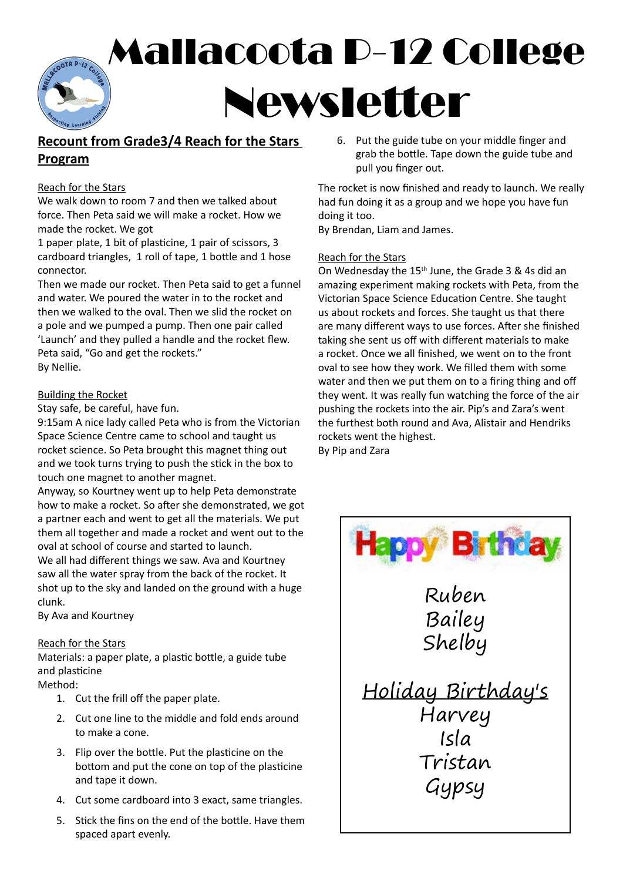# Mallacoota P-12 College Newsletter

## Recount from Grade3/4 Reach for the Stars Program

Reach for the Stars

We walk down to room 7 and then we talked about force. Then Peta said we will make a rocket. How we made the rocket. We got

1 paper plate, 1 bit of plasticine, 1 pair of scissors, 3 cardboard triangles, 1 roll of tape, 1 bottle and 1 hose connector.

Then we made our rocket. Then Peta said to get a funnel and water. We poured the water in to the rocket and then we walked to the oval. Then we slid the rocket on a pole and we pumped a pump. Then one pair called 'Launch' and they pulled a handle and the rocket flew. Peta said, "Go and get the rockets."

By Nellie.

Building the Rocket

Stay safe, be careful, have fun.

9:15am A nice lady called Peta who is from the Victorian Space Science Centre came to school and taught us rocket science. So Peta brought this magnet thing out and we took turns trying to push the stick in the box to touch one magnet to another magnet.

Anyway, so Kourtney went up to help Peta demonstrate how to make a rocket. So after she demonstrated, we got a partner each and went to get all the materials. We put them all together and made a rocket and went out to the oval at school of course and started to launch.

We all had different things we saw. Ava and Kourtney saw all the water spray from the back of the rocket. It shot up to the sky and landed on the ground with a huge clunk.

By Ava and Kourtney

Reach for the Stars

Materials: a paper plate, a plastic bottle, a guide tube and plasticine

Method:

1. Cut the frill off the paper plate.
2. Cut one line to the middle and fold ends around to make a cone.
3. Flip over the bottle. Put the plasticine on the bottom and put the cone on top of the plasticine and tape it down.
4. Cut some cardboard into 3 exact, same triangles.
5. Stick the fins on the end of the bottle. Have them spaced apart evenly.
6. Put the guide tube on your middle finger and grab the bottle. Tape down the guide tube and pull you finger out.

The rocket is now finished and ready to launch. We really had fun doing it as a group and we hope you have fun doing it too.

By Brendan, Liam and James.

Reach for the Stars

On Wednesday the 15th June, the Grade 3 & 4s did an amazing experiment making rockets with Peta, from the Victorian Space Science Education Centre. She taught us about rockets and forces. She taught us that there are many different ways to use forces. After she finished taking she sent us off with different materials to make a rocket. Once we all finished, we went on to the front oval to see how they work. We filled them with some water and then we put them on to a firing thing and off they went. It was really fun watching the force of the air pushing the rockets into the air. Pip's and Zara's went the furthest both round and Ava, Alistair and Hendriks rockets went the highest.

By Pip and Zara

**Happy Birthday**

Ruben
Bailey
Shelby

Holiday Birthday's

Harvey
Isla
Tristan
Gypsy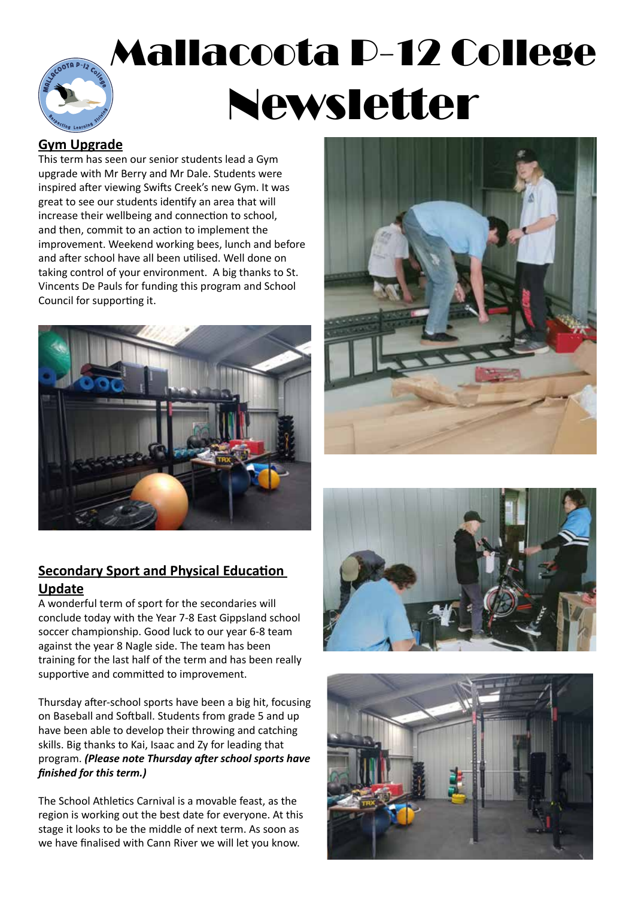# Mallacoota P-12 College Newsletter

## Gym Upgrade

This term has seen our senior students lead a Gym upgrade with Mr Berry and Mr Dale. Students were inspired after viewing Swifts Creek's new Gym. It was great to see our students identify an area that will increase their wellbeing and connection to school, and then, commit to an action to implement the improvement. Weekend working bees, lunch and before and after school have all been utilised. Well done on taking control of your environment. A big thanks to St. Vincents De Pauls for funding this program and School Council for supporting it.

## Secondary Sport and Physical Education Update

A wonderful term of sport for the secondaries will conclude today with the Year 7-8 East Gippsland school soccer championship. Good luck to our year 6-8 team against the year 8 Nagle side. The team has been training for the last half of the term and has been really supportive and committed to improvement.

Thursday after-school sports have been a big hit, focusing on Baseball and Softball. Students from grade 5 and up have been able to develop their throwing and catching skills. Big thanks to Kai, Isaac and Zy for leading that program. ***(Please note Thursday after school sports have finished for this term.)***

The School Athletics Carnival is a movable feast, as the region is working out the best date for everyone. At this stage it looks to be the middle of next term. As soon as we have finalised with Cann River we will let you know.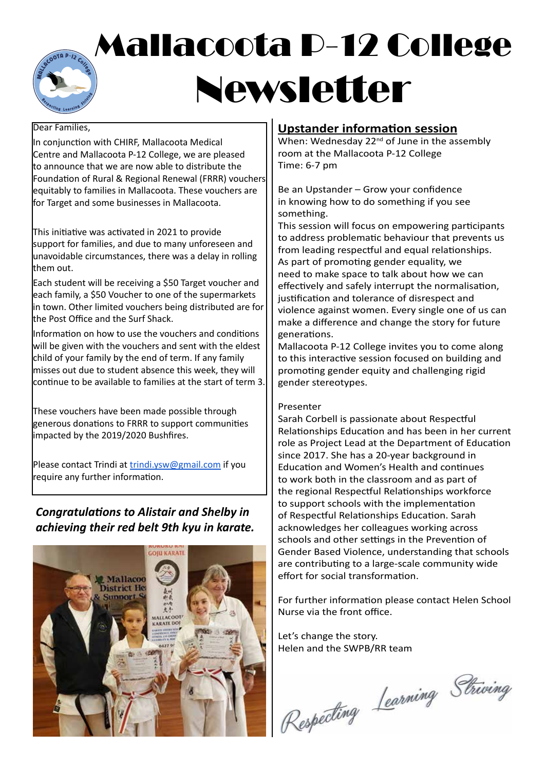# Mallacoota P-12 College Newsletter

Dear Families,

In conjunction with CHIRF, Mallacoota Medical Centre and Mallacoota P-12 College, we are pleased to announce that we are now able to distribute the Foundation of Rural & Regional Renewal (FRRR) vouchers equitably to families in Mallacoota. These vouchers are for Target and some businesses in Mallacoota.

This initiative was activated in 2021 to provide support for families, and due to many unforeseen and unavoidable circumstances, there was a delay in rolling them out.

Each student will be receiving a $50 Target voucher and each family, a $50 Voucher to one of the supermarkets in town. Other limited vouchers being distributed are for the Post Office and the Surf Shack.

Information on how to use the vouchers and conditions will be given with the vouchers and sent with the eldest child of your family by the end of term. If any family misses out due to student absence this week, they will continue to be available to families at the start of term 3.

These vouchers have been made possible through generous donations to FRRR to support communities impacted by the 2019/2020 Bushfires.

Please contact Trindi at [trindi.ysw@gmail.com](mailto:trindi.ysw@gmail.com) if you require any further information.

***Congratulations to Alistair and Shelby in achieving their red belt 9th kyu in karate.***

## Upstander information session

When: Wednesday 22nd of June in the assembly room at the Mallacoota P-12 College
Time: 6-7 pm

Be an Upstander – Grow your confidence in knowing how to do something if you see something.

This session will focus on empowering participants to address problematic behaviour that prevents us from leading respectful and equal relationships. As part of promoting gender equality, we need to make space to talk about how we can effectively and safely interrupt the normalisation, justification and tolerance of disrespect and violence against women. Every single one of us can make a difference and change the story for future generations.

Mallacoota P-12 College invites you to come along to this interactive session focused on building and promoting gender equity and challenging rigid gender stereotypes.

Presenter

Sarah Corbell is passionate about Respectful Relationships Education and has been in her current role as Project Lead at the Department of Education since 2017. She has a 20-year background in Education and Women's Health and continues to work both in the classroom and as part of the regional Respectful Relationships workforce to support schools with the implementation of Respectful Relationships Education. Sarah acknowledges her colleagues working across schools and other settings in the Prevention of Gender Based Violence, understanding that schools are contributing to a large-scale community wide effort for social transformation.

For further information please contact Helen School Nurse via the front office.

Let's change the story.
Helen and the SWPB/RR team

*Respecting Learning Striving*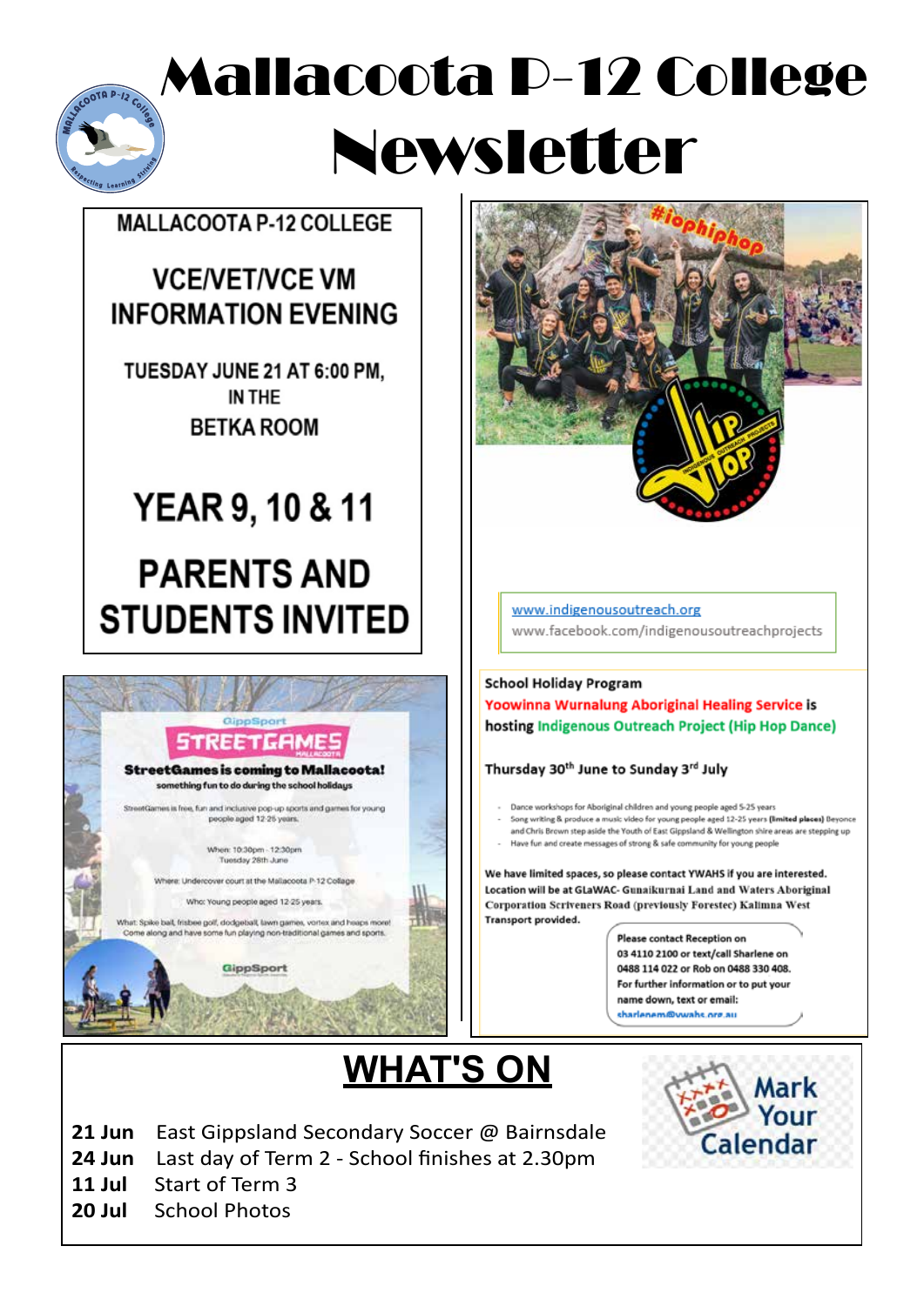# Mallacoota P-12 College Newsletter

## MALLACOOTA P-12 COLLEGE

### VCE/VET/VCE VM INFORMATION EVENING

TUESDAY JUNE 21 AT 6:00 PM, IN THE BETKA ROOM

### YEAR 9, 10 & 11

### PARENTS AND STUDENTS INVITED

---

GippSport

**STREETGAMES** MALLACOOTA

**StreetGames is coming to Mallacoota!**

**something fun to do during the school holidays**

StreetGames is free, fun and inclusive pop-up sports and games for young people aged 12-25 years.

When: 10:30pm - 12:30pm
Tuesday 28th June

Where: Undercover court at the Mallacoota P-12 College

Who: Young people aged 12-25 years.

What: Spike ball, frisbee golf, dodgeball, lawn games, vortex and hoops more! Come along and have some fun playing non-traditional games and sports.

GippSport

---

#iophiphop

HIP HOP — INDIGENOUS OUTREACH PROJECTS

www.indigenousoutreach.org
www.facebook.com/indigenousoutreachprojects

**School Holiday Program**

**Yoowinna Wurnalung Aboriginal Healing Service** is hosting **Indigenous Outreach Project (Hip Hop Dance)**

**Thursday 30th June to Sunday 3rd July**

- Dance workshops for Aboriginal children and young people aged 5-25 years
- Song writing & produce a music video for young people aged 12-25 years **(limited places)** Beyonce and Chris Brown step aside the Youth of East Gippsland & Wellington shire areas are stepping up
- Have fun and create messages of strong & safe community for young people

**We have limited spaces, so please contact YWAHS if you are interested. Location will be at GLaWAC- Gunaikurnai Land and Waters Aboriginal Corporation Scriveners Road (previously Forestec) Kalimna West Transport provided.**

Please contact Reception on 03 4110 2100 or text/call Sharlene on 0488 114 022 or Rob on 0488 330 408. For further information or to put your name down, text or email: sharlenem@ywahs.org.au

---

## WHAT'S ON

Mark Your Calendar

**21 Jun** East Gippsland Secondary Soccer @ Bairnsdale
**24 Jun** Last day of Term 2 - School finishes at 2.30pm
**11 Jul** Start of Term 3
**20 Jul** School Photos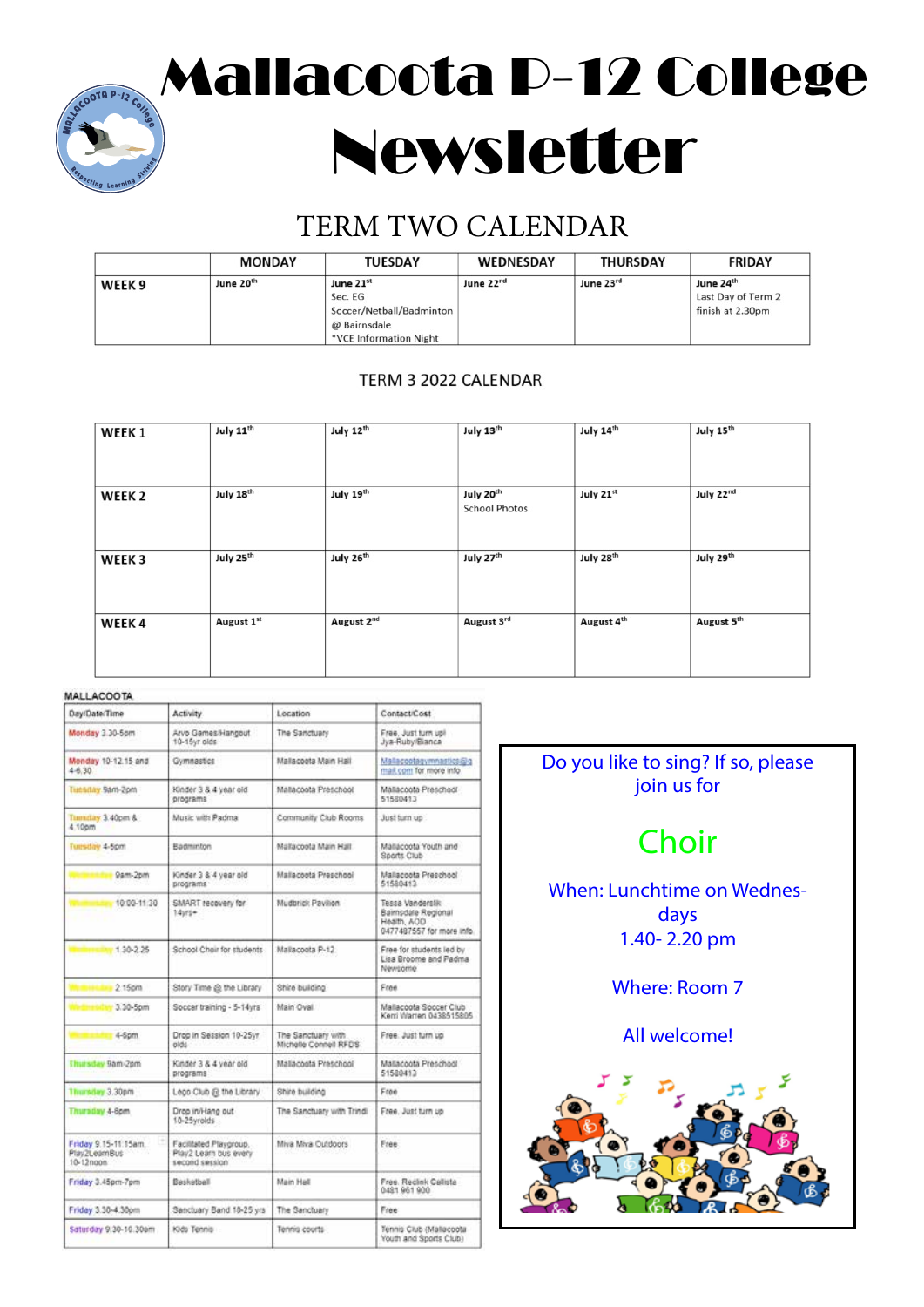# Mallacoota P-12 College Newsletter

## TERM TWO CALENDAR

| | MONDAY | TUESDAY | WEDNESDAY | THURSDAY | FRIDAY |
|---|---|---|---|---|---|
| WEEK 9 | June 20th | June 21st Sec. EG Soccer/Netball/Badminton @ Bairnsdale *VCE Information Night | June 22nd | June 23rd | June 24th Last Day of Term 2 finish at 2.30pm |

## TERM 3 2022 CALENDAR

| | | | | | |
|---|---|---|---|---|---|
| WEEK 1 | July 11th | July 12th | July 13th | July 14th | July 15th |
| WEEK 2 | July 18th | July 19th | July 20th School Photos | July 21st | July 22nd |
| WEEK 3 | July 25th | July 26th | July 27th | July 28th | July 29th |
| WEEK 4 | August 1st | August 2nd | August 3rd | August 4th | August 5th |

MALLACOOTA

| Day/Date/Time | Activity | Location | Contact/Cost |
|---|---|---|---|
| Monday 3.30-5pm | Arvo Games/Hangout 10-15yr olds | The Sanctuary | Free. Just turn up! Jya-Ruby/Bianca |
| Monday 10-12.15 and 4-6.30 | Gymnastics | Mallacoota Main Hall | Mallacootagymnastics@gmail.com for more info |
| Tuesday 9am-2pm | Kinder 3 & 4 year old programs | Mallacoota Preschool | Mallacoota Preschool 51580413 |
| Tuesday 3.40pm & 4.10pm | Music with Padma | Community Club Rooms | Just turn up |
| Tuesday 4-5pm | Badminton | Mallacoota Main Hall | Mallacoota Youth and Sports Club |
| Wednesday 9am-2pm | Kinder 3 & 4 year old programs | Mallacoota Preschool | Mallacoota Preschool 51580413 |
| Wednesday 10:00-11:30 | SMART recovery for 14yrs+ | Mudbrick Pavilion | Tessa Vanderslik Bairnsdale Regional Health, AOD 0477487557 for more info |
| Wednesday 1.30-2.25 | School Choir for students | Mallacoota P-12 | Free for students led by Lisa Broome and Padma Newsome |
| Wednesday 2.15pm | Story Time @ the Library | Shire building | Free |
| Wednesday 3.30-5pm | Soccer training - 5-14yrs | Main Oval | Mallacoota Soccer Club Kerri Warren 0438515805 |
| Wednesday 4-6pm | Drop in Session 10-25yr olds | The Sanctuary with Michelle Connell RFDS | Free. Just turn up |
| Thursday 9am-2pm | Kinder 3 & 4 year old programs | Mallacoota Preschool | Mallacoota Preschool 51580413 |
| Thursday 3.30pm | Lego Club @ the Library | Shire building | Free |
| Thursday 4-6pm | Drop in/Hang out 10-25yrolds | The Sanctuary with Trindi | Free. Just turn up |
| Friday 9.15-11:15am, Play2LearnBus 10-12noon | Facilitated Playgroup, Play2 Learn bus every second session | Mva Mva Outdoors | Free |
| Friday 3.45pm-7pm | Basketball | Main Hall | Free. Reclink Callista 0481 961 900 |
| Friday 3.30-4.30pm | Sanctuary Band 10-25 yrs | The Sanctuary | Free |
| Saturday 9.30-10.30am | Kids Tennis | Tennis courts | Tennis Club (Mallacoota Youth and Sports Club) |

Do you like to sing? If so, please join us for

## Choir

When: Lunchtime on Wednesdays
1.40- 2.20 pm

Where: Room 7

All welcome!